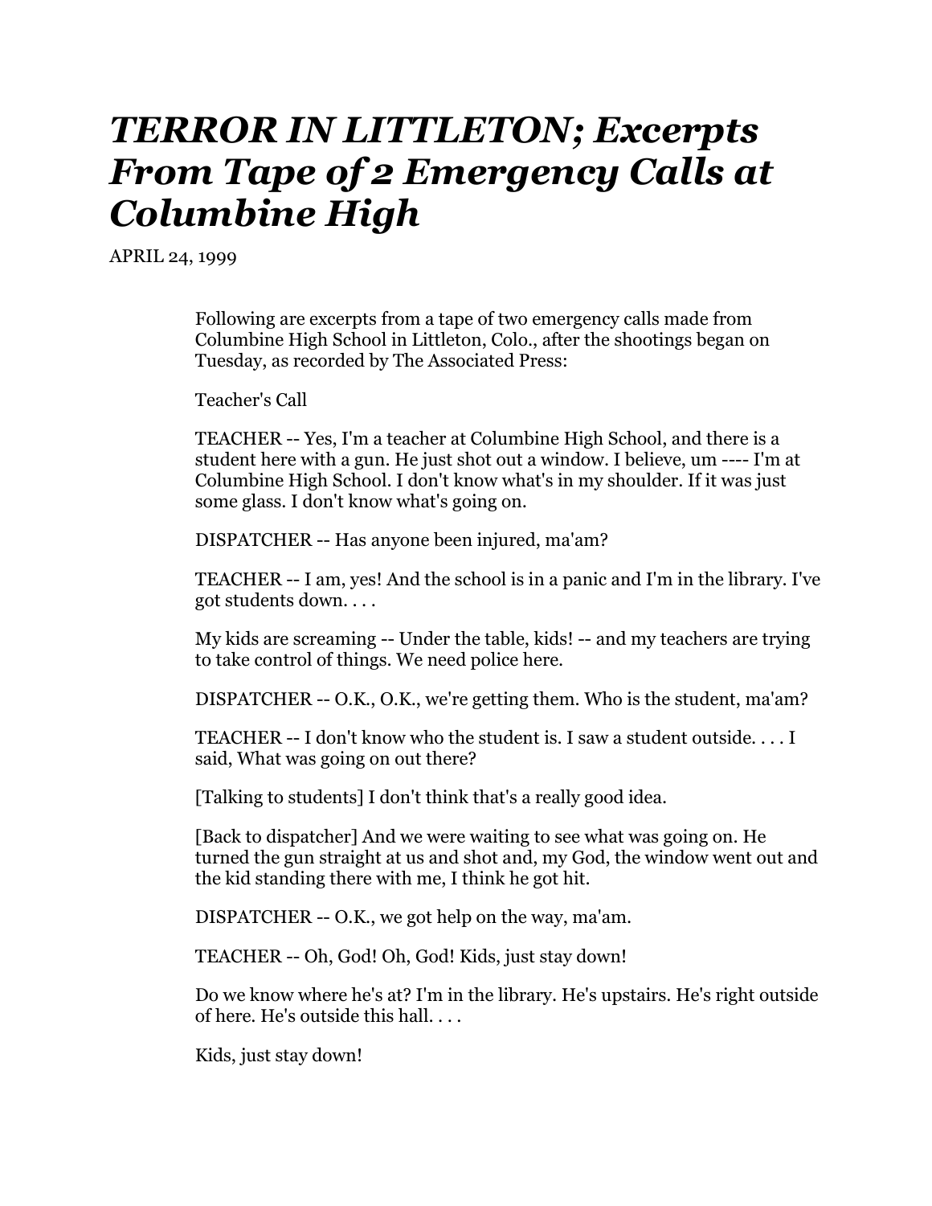# *TERROR IN LITTLETON; Excerpts From Tape of 2 Emergency Calls at Columbine High*

APRIL 24, 1999

Following are excerpts from a tape of two emergency calls made from Columbine High School in Littleton, Colo., after the shootings began on Tuesday, as recorded by The Associated Press:

Teacher's Call

TEACHER -- Yes, I'm a teacher at Columbine High School, and there is a student here with a gun. He just shot out a window. I believe, um ---- I'm at Columbine High School. I don't know what's in my shoulder. If it was just some glass. I don't know what's going on.

DISPATCHER -- Has anyone been injured, ma'am?

TEACHER -- I am, yes! And the school is in a panic and I'm in the library. I've got students down. . . .

My kids are screaming -- Under the table, kids! -- and my teachers are trying to take control of things. We need police here.

DISPATCHER -- O.K., O.K., we're getting them. Who is the student, ma'am?

TEACHER -- I don't know who the student is. I saw a student outside. . . . I said, What was going on out there?

[Talking to students] I don't think that's a really good idea.

[Back to dispatcher] And we were waiting to see what was going on. He turned the gun straight at us and shot and, my God, the window went out and the kid standing there with me, I think he got hit.

DISPATCHER -- O.K., we got help on the way, ma'am.

TEACHER -- Oh, God! Oh, God! Kids, just stay down!

Do we know where he's at? I'm in the library. He's upstairs. He's right outside of here. He's outside this hall. . . .

Kids, just stay down!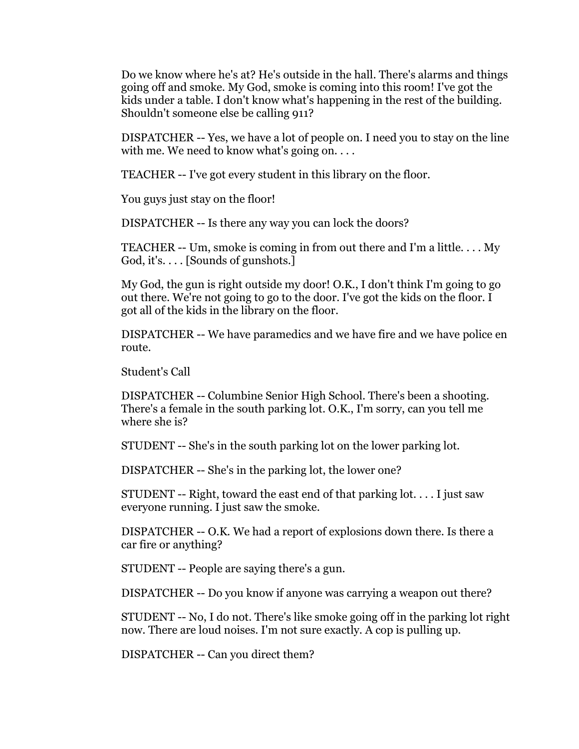Do we know where he's at? He's outside in the hall. There's alarms and things going off and smoke. My God, smoke is coming into this room! I've got the kids under a table. I don't know what's happening in the rest of the building. Shouldn't someone else be calling 911?

DISPATCHER -- Yes, we have a lot of people on. I need you to stay on the line with me. We need to know what's going on. . . .

TEACHER -- I've got every student in this library on the floor.

You guys just stay on the floor!

DISPATCHER -- Is there any way you can lock the doors?

TEACHER -- Um, smoke is coming in from out there and I'm a little. . . . My God, it's. . . . [Sounds of gunshots.]

My God, the gun is right outside my door! O.K., I don't think I'm going to go out there. We're not going to go to the door. I've got the kids on the floor. I got all of the kids in the library on the floor.

DISPATCHER -- We have paramedics and we have fire and we have police en route.

Student's Call

DISPATCHER -- Columbine Senior High School. There's been a shooting. There's a female in the south parking lot. O.K., I'm sorry, can you tell me where she is?

STUDENT -- She's in the south parking lot on the lower parking lot.

DISPATCHER -- She's in the parking lot, the lower one?

STUDENT -- Right, toward the east end of that parking lot. . . . I just saw everyone running. I just saw the smoke.

DISPATCHER -- O.K. We had a report of explosions down there. Is there a car fire or anything?

STUDENT -- People are saying there's a gun.

DISPATCHER -- Do you know if anyone was carrying a weapon out there?

STUDENT -- No, I do not. There's like smoke going off in the parking lot right now. There are loud noises. I'm not sure exactly. A cop is pulling up.

DISPATCHER -- Can you direct them?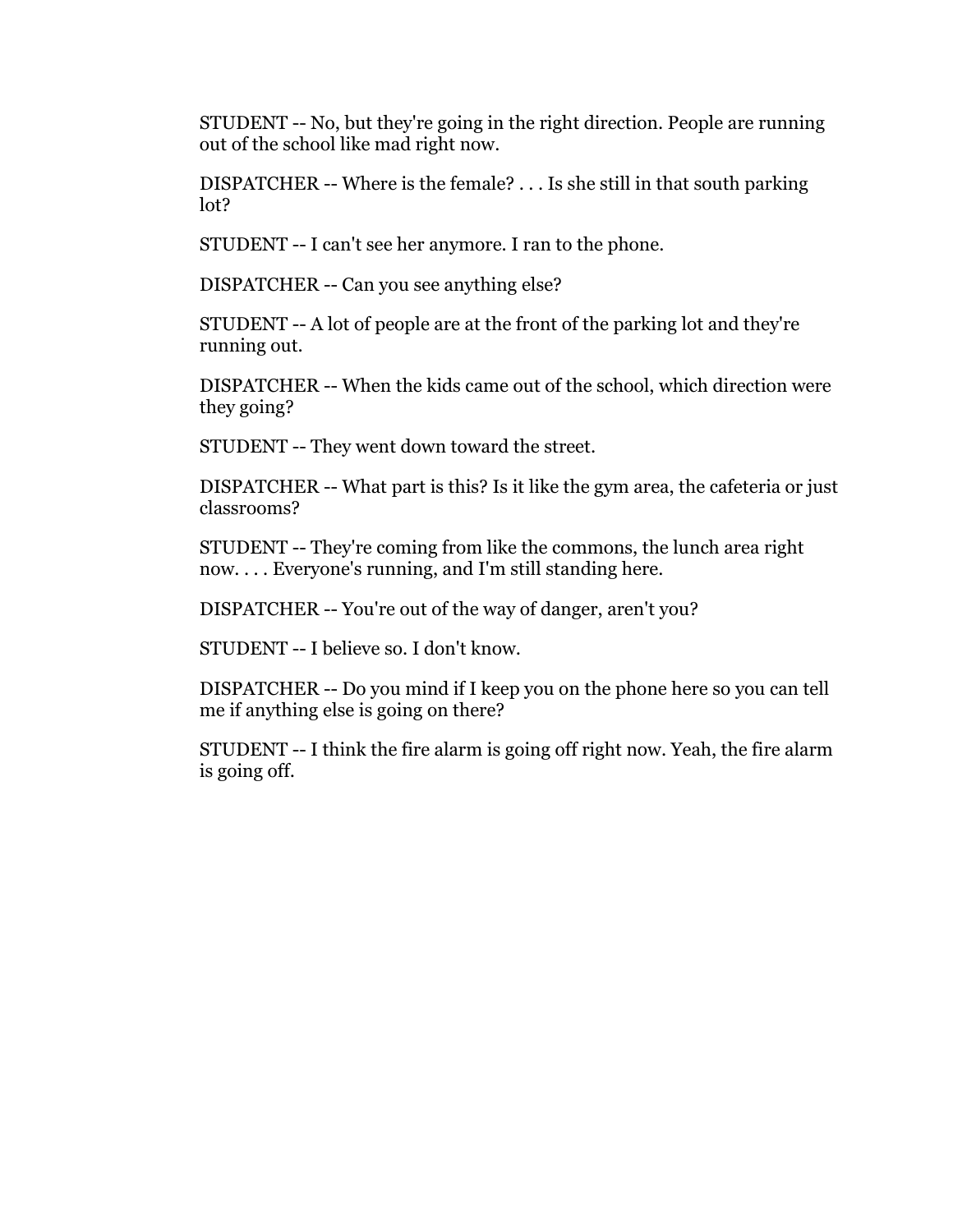STUDENT -- No, but they're going in the right direction. People are running out of the school like mad right now.

DISPATCHER -- Where is the female? . . . Is she still in that south parking lot?

STUDENT -- I can't see her anymore. I ran to the phone.

DISPATCHER -- Can you see anything else?

STUDENT -- A lot of people are at the front of the parking lot and they're running out.

DISPATCHER -- When the kids came out of the school, which direction were they going?

STUDENT -- They went down toward the street.

DISPATCHER -- What part is this? Is it like the gym area, the cafeteria or just classrooms?

STUDENT -- They're coming from like the commons, the lunch area right now. . . . Everyone's running, and I'm still standing here.

DISPATCHER -- You're out of the way of danger, aren't you?

STUDENT -- I believe so. I don't know.

DISPATCHER -- Do you mind if I keep you on the phone here so you can tell me if anything else is going on there?

STUDENT -- I think the fire alarm is going off right now. Yeah, the fire alarm is going off.